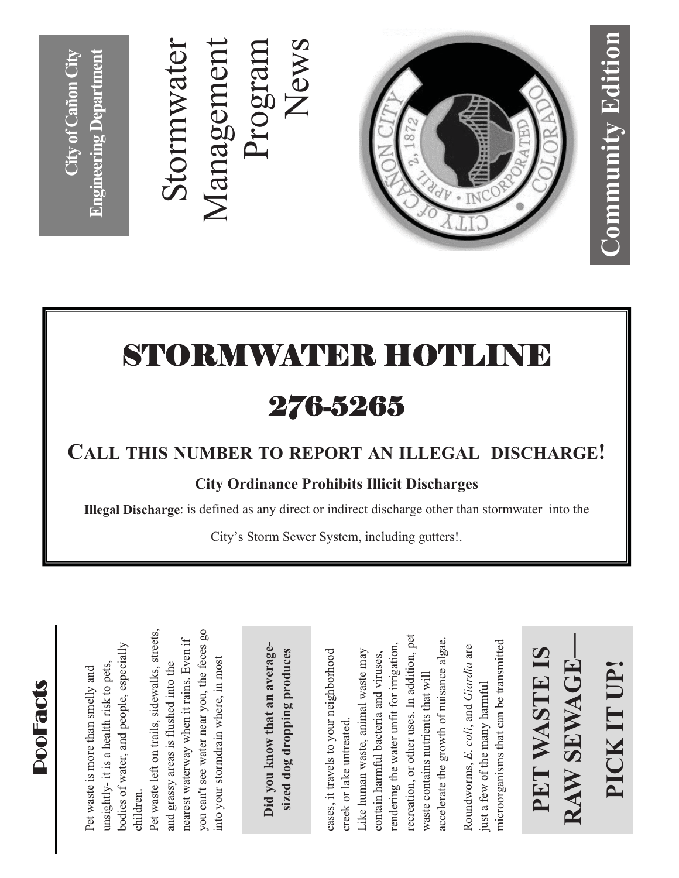**City of Cañon City**
**Engineering Department**

# Stormwater Management Program News

**Community Edition**

CITY of CAÑON CITY • INCORPORATED APRIL 2, 1872 • COLORADO

# STORMWATER HOTLINE

## 276-5265

### CALL THIS NUMBER TO REPORT AN ILLEGAL DISCHARGE!

**City Ordinance Prohibits Illicit Discharges**

**Illegal Discharge**: is defined as any direct or indirect discharge other than stormwater into the City's Storm Sewer System, including gutters!.

## PooFacts

Pet waste is more than smelly and unsightly- it is a health risk to pets, bodies of water, and people, especially children.

Pet waste left on trails, sidewalks, streets, and grassy areas is flushed into the nearest waterway when it rains. Even if you can't see water near you, the feces go into your stormdrain where, in most cases, it travels to your neighborhood creek or lake untreated.

**Did you know that an average-sized dog dropping produces**

Like human waste, animal waste may contain harmful bacteria and viruses, rendering the water unfit for irrigation, recreation, or other uses. In addition, pet waste contains nutrients that will accelerate the growth of nuisance algae.

Roundworms, *E. coli*, and *Giardia* are just a few of the many harmful microorganisms that can be transmitted

**PET WASTE IS RAW SEWAGE—**

**PICK IT UP!**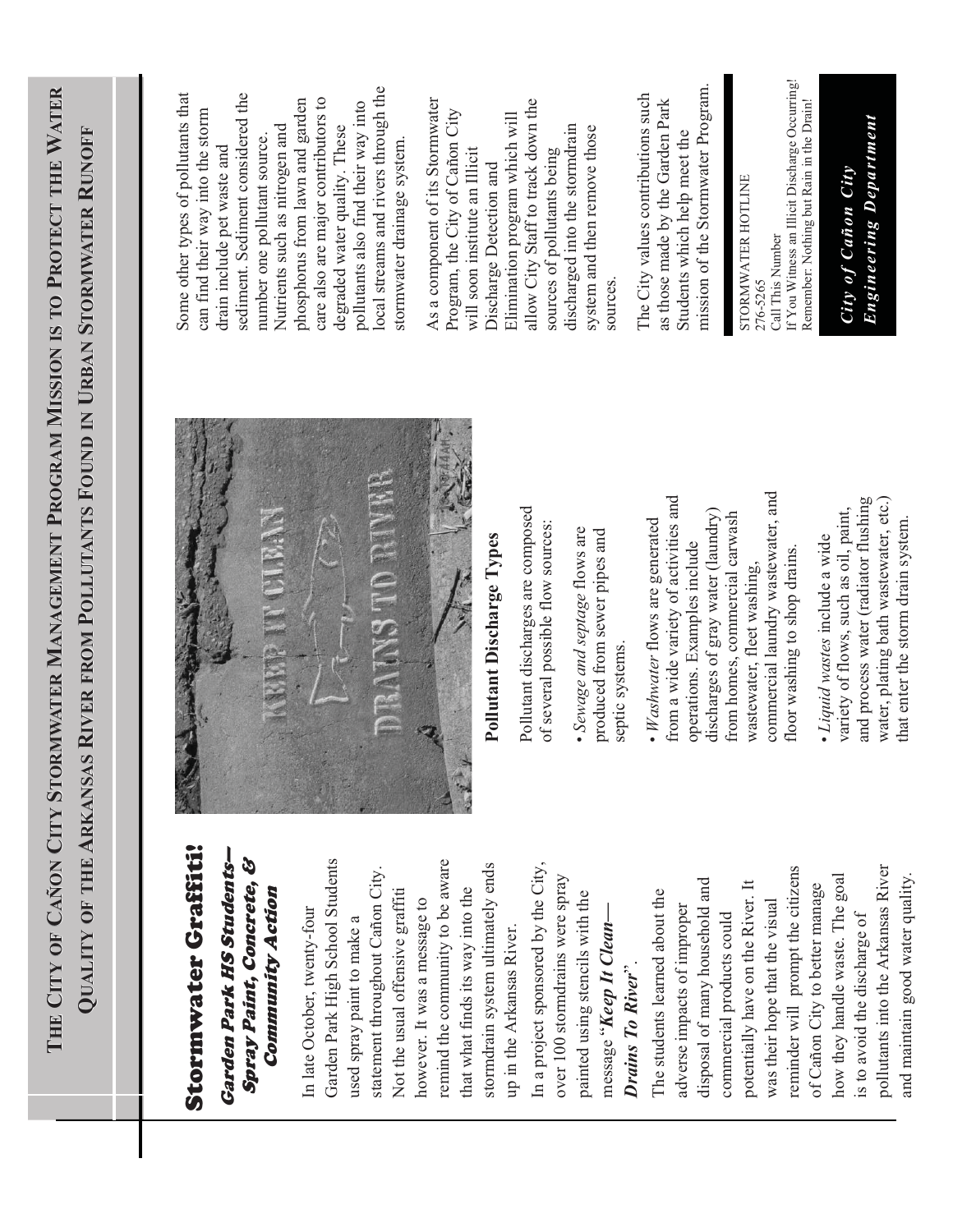# The City of Cañon City Stormwater Management Program Mission is to Protect the Water Quality of the Arkansas River from Pollutants Found in Urban Stormwater Runoff

## Stormwater Graffiti!

### *Garden Park HS Students—Spray Paint, Concrete, & Community Action*

In late October, twenty-four Garden Park High School Students used spray paint to make a statement throughout Cañon City. Not the usual offensive graffiti however. It was a message to remind the community to be aware that what finds its way into the stormdrain system ultimately ends up in the Arkansas River.

In a project sponsored by the City, over 100 stormdrains were spray painted using stencils with the message "***Keep It Clean—Drains To River***".

The students learned about the adverse impacts of improper disposal of many household and commercial products could potentially have on the River. It was their hope that the visual reminder will prompt the citizens of Cañon City to better manage how they handle waste. The goal is to avoid the discharge of pollutants into the Arkansas River and maintain good water quality.

KEEP IT CLEAN
DRAINS TO RIVER

### Pollutant Discharge Types

Pollutant discharges are composed of several possible flow sources:

- *Sewage and septage* flows are produced from sewer pipes and septic systems.
- *Washwater* flows are generated from a wide variety of activities and operations. Examples include discharges of gray water (laundry) from homes, commercial carwash wastewater, fleet washing, commercial laundry wastewater, and floor washing to shop drains.
- *Liquid wastes* include a wide variety of flows, such as oil, paint, and process water (radiator flushing water, plating bath wastewater, etc.) that enter the storm drain system.

Some other types of pollutants that can find their way into the storm drain include pet waste and sediment. Sediment considered the number one pollutant source. Nutrients such as nitrogen and phosphorus from lawn and garden care also are major contributors to degraded water quality. These pollutants also find their way into local streams and rivers through the stormwater drainage system.

As a component of its Stormwater Program, the City of Cañon City will soon institute an Illicit Discharge Detection and Elimination program which will allow City Staff to track down the sources of pollutants being discharged into the stormdrain system and then remove those sources.

The City values contributions such as those made by the Garden Park Students which help meet the mission of the Stormwater Program.

STORMWATER HOTLINE
276-5265
Call This Number
If You Witness an Illicit Discharge Occurring!
Remember: Nothing but Rain in the Drain!

***City of Cañon City***
***Engineering Department***